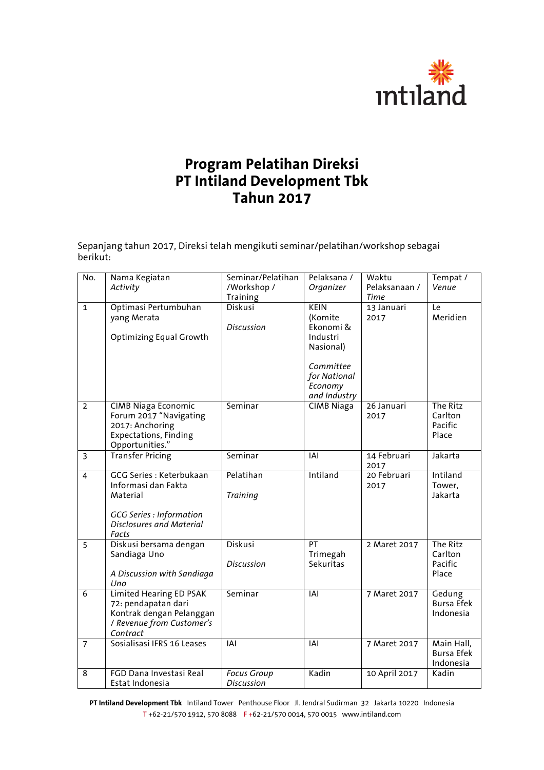# Program Pelatihan Direksi
# PT Intiland Development Tbk
# Tahun 2017

Sepanjang tahun 2017, Direksi telah mengikuti seminar/pelatihan/workshop sebagai berikut:

| No. | Nama Kegiatan *Activity* | Seminar/Pelatihan /Workshop / Training | Pelaksana / *Organizer* | Waktu Pelaksanaan / *Time* | Tempat / *Venue* |
|---|---|---|---|---|---|
| 1 | Optimasi Pertumbuhan yang Merata<br><br>Optimizing Equal Growth | Diskusi<br><br>*Discussion* | KEIN (Komite Ekonomi & Industri Nasional)<br><br>*Committee for National Economy and Industry* | 13 Januari 2017 | Le Meridien |
| 2 | CIMB Niaga Economic Forum 2017 "Navigating 2017: Anchoring Expectations, Finding Opportunities." | Seminar | CIMB Niaga | 26 Januari 2017 | The Ritz Carlton Pacific Place |
| 3 | Transfer Pricing | Seminar | IAI | 14 Februari 2017 | Jakarta |
| 4 | GCG Series : Keterbukaan Informasi dan Fakta Material<br><br>*GCG Series : Information Disclosures and Material Facts* | Pelatihan<br><br>*Training* | Intiland | 20 Februari 2017 | Intiland Tower, Jakarta |
| 5 | Diskusi bersama dengan Sandiaga Uno<br><br>*A Discussion with Sandiaga Uno* | Diskusi<br><br>*Discussion* | PT Trimegah Sekuritas | 2 Maret 2017 | The Ritz Carlton Pacific Place |
| 6 | Limited Hearing ED PSAK 72: pendapatan dari Kontrak dengan Pelanggan / *Revenue from Customer's Contract* | Seminar | IAI | 7 Maret 2017 | Gedung Bursa Efek Indonesia |
| 7 | Sosialisasi IFRS 16 Leases | IAI | IAI | 7 Maret 2017 | Main Hall, Bursa Efek Indonesia |
| 8 | FGD Dana Investasi Real Estat Indonesia | *Focus Group Discussion* | Kadin | 10 April 2017 | Kadin |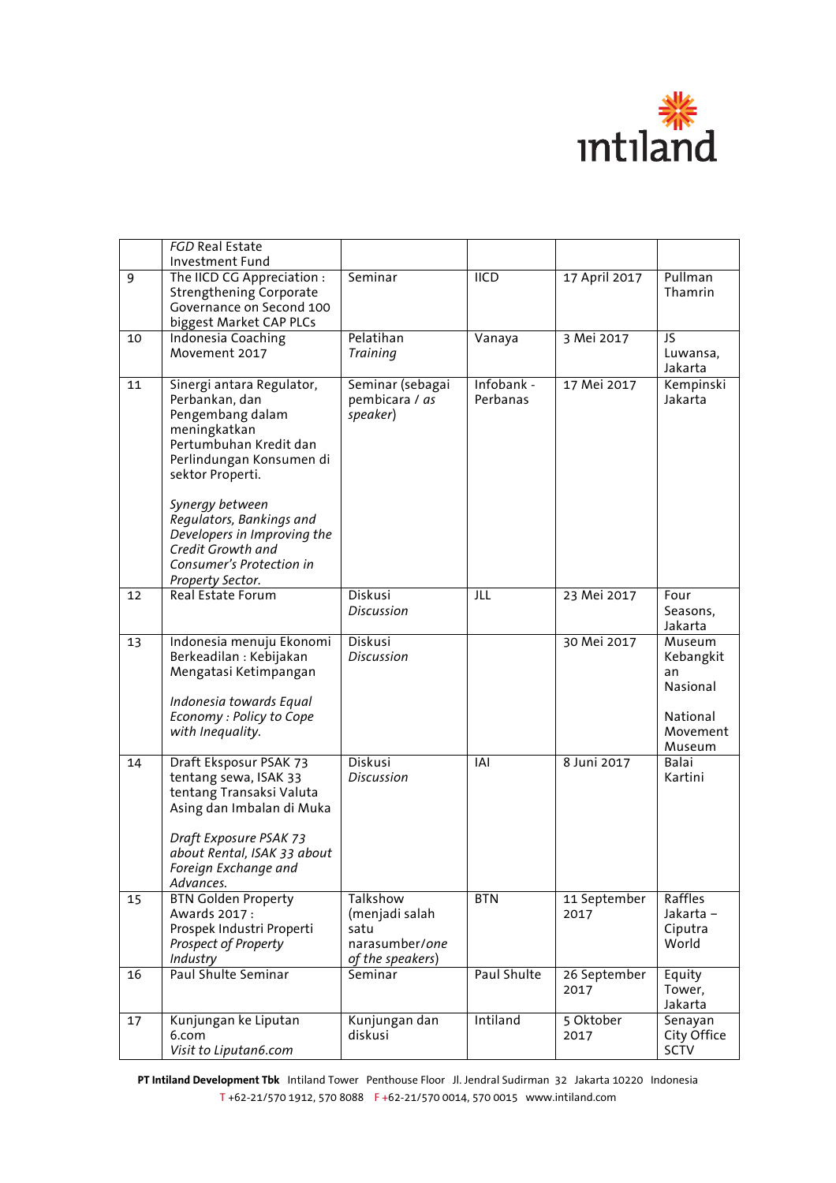|  |  |  |  |  |  |
|---|---|---|---|---|---|
|  | *FGD* Real Estate Investment Fund |  |  |  |  |
| 9 | The IICD CG Appreciation : Strengthening Corporate Governance on Second 100 biggest Market CAP PLCs | Seminar | IICD | 17 April 2017 | Pullman Thamrin |
| 10 | Indonesia Coaching Movement 2017 | Pelatihan *Training* | Vanaya | 3 Mei 2017 | JS Luwansa, Jakarta |
| 11 | Sinergi antara Regulator, Perbankan, dan Pengembang dalam meningkatkan Pertumbuhan Kredit dan Perlindungan Konsumen di sektor Properti. *Synergy between Regulators, Bankings and Developers in Improving the Credit Growth and Consumer's Protection in Property Sector.* | Seminar (sebagai pembicara / *as speaker*) | Infobank - Perbanas | 17 Mei 2017 | Kempinski Jakarta |
| 12 | Real Estate Forum | Diskusi *Discussion* | JLL | 23 Mei 2017 | Four Seasons, Jakarta |
| 13 | Indonesia menuju Ekonomi Berkeadilan : Kebijakan Mengatasi Ketimpangan *Indonesia towards Equal Economy : Policy to Cope with Inequality.* | Diskusi *Discussion* |  | 30 Mei 2017 | Museum Kebangkitan Nasional National Movement Museum |
| 14 | Draft Eksposur PSAK 73 tentang sewa, ISAK 33 tentang Transaksi Valuta Asing dan Imbalan di Muka *Draft Exposure PSAK 73 about Rental, ISAK 33 about Foreign Exchange and Advances.* | Diskusi *Discussion* | IAI | 8 Juni 2017 | Balai Kartini |
| 15 | BTN Golden Property Awards 2017 : Prospek Industri Properti *Prospect of Property Industry* | Talkshow (menjadi salah satu narasumber/*one of the speakers*) | BTN | 11 September 2017 | Raffles Jakarta – Ciputra World |
| 16 | Paul Shulte Seminar | Seminar | Paul Shulte | 26 September 2017 | Equity Tower, Jakarta |
| 17 | Kunjungan ke Liputan 6.com *Visit to Liputan6.com* | Kunjungan dan diskusi | Intiland | 5 Oktober 2017 | Senayan City Office SCTV |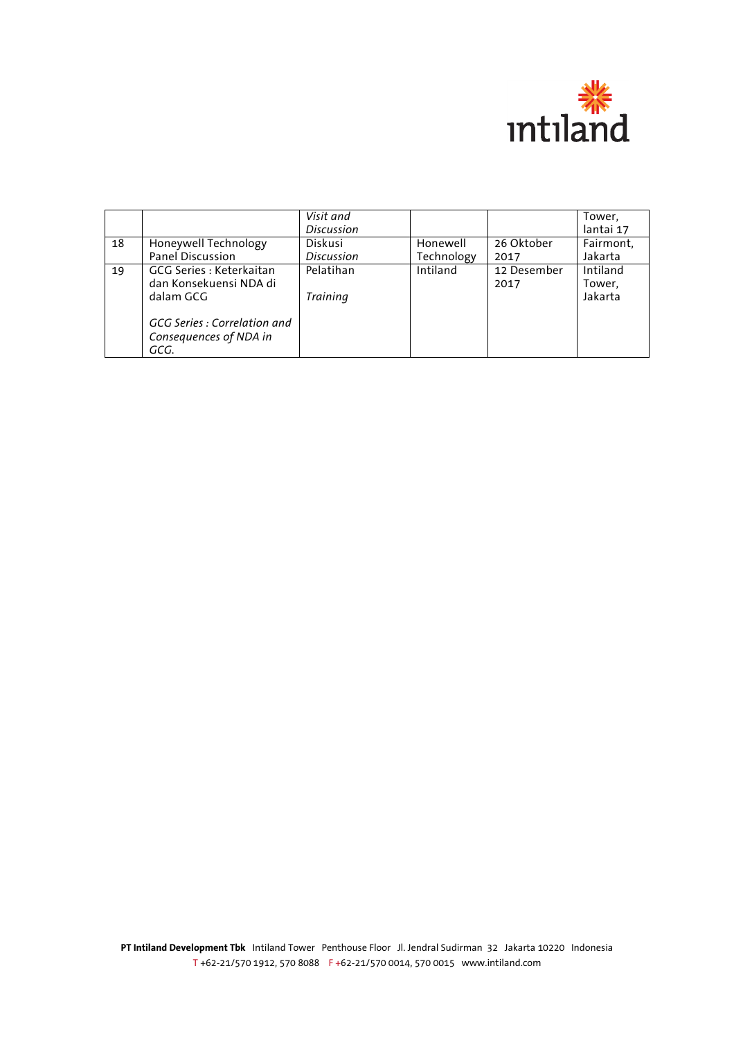| | | | | | |
|---|---|---|---|---|---|
| | | *Visit and Discussion* | | | Tower, lantai 17 |
| 18 | Honeywell Technology Panel Discussion | Diskusi *Discussion* | Honewell Technology | 26 Oktober 2017 | Fairmont, Jakarta |
| 19 | GCG Series : Keterkaitan dan Konsekuensi NDA di dalam GCG<br><br>*GCG Series : Correlation and Consequences of NDA in GCG.* | Pelatihan<br><br>*Training* | Intiland | 12 Desember 2017 | Intiland Tower, Jakarta |

**PT Intiland Development Tbk** Intiland Tower Penthouse Floor Jl. Jendral Sudirman 32 Jakarta 10220 Indonesia
T +62-21/570 1912, 570 8088 F +62-21/570 0014, 570 0015 www.intiland.com